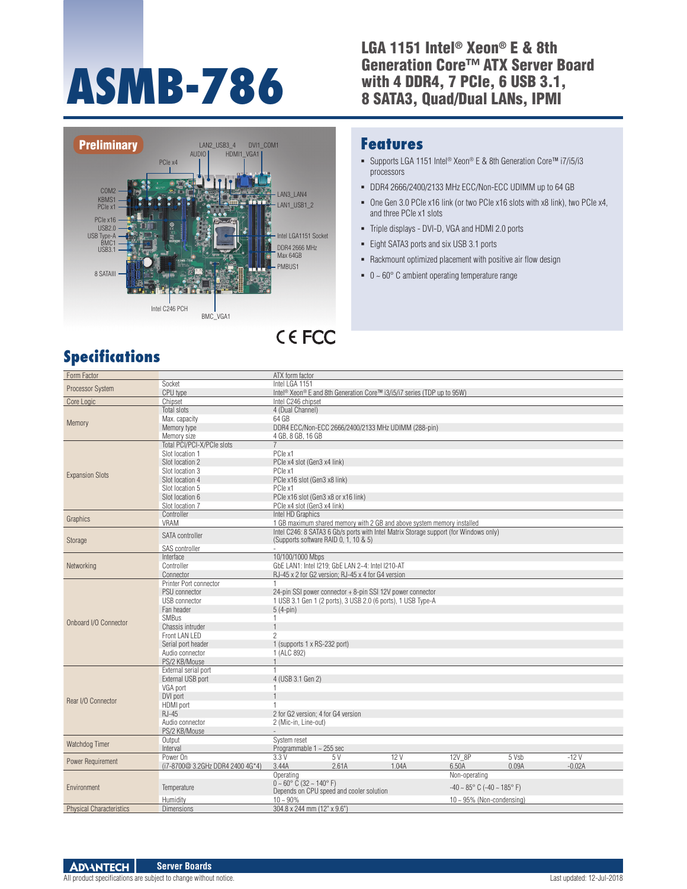# ASMB-786

## LGA 1151 Intel® Xeon® E & 8th Generation Core™ ATX Server Board with 4 DDR4, 7 PCIe, 6 USB 3.1, 8 SATA3, Quad/Dual LANs, IPMI

Preliminary

AUDIO, LAN2_USB3_4, HDMI1_VGA1, DVI1_COM1, PCIe x4, COM2, KBMS1, PCIe x1, PCIe x16, USB2.0, USB Type-A, BMC1, USB3.1, 8 SATAIII, LAN3_LAN4, LAN1_USB1_2, Intel LGA1151 Socket, DDR4 2666 MHz Max 64GB, PMBUS1, Intel C246 PCH, BMC_VGA1

CE FCC

## Features

- Supports LGA 1151 Intel® Xeon® E & 8th Generation Core™ i7/i5/i3 processors
- DDR4 2666/2400/2133 MHz ECC/Non-ECC UDIMM up to 64 GB
- One Gen 3.0 PCIe x16 link (or two PCIe x16 slots with x8 link), two PCIe x4, and three PCIe x1 slots
- Triple displays - DVI-D, VGA and HDMI 2.0 ports
- Eight SATA3 ports and six USB 3.1 ports
- Rackmount optimized placement with positive air flow design
- 0 ~ 60° C ambient operating temperature range

## Specifications

| | | | | | | | |
|---|---|---|---|---|---|---|---|
| Form Factor | | ATX form factor | | | | | |
| Processor System | Socket | Intel LGA 1151 | | | | | |
| | CPU type | Intel® Xeon® E and 8th Generation Core™ i3/i5/i7 series (TDP up to 95W) | | | | | |
| Core Logic | Chipset | Intel C246 chipset | | | | | |
| Memory | Total slots | 4 (Dual Channel) | | | | | |
| | Max. capacity | 64 GB | | | | | |
| | Memory type | DDR4 ECC/Non-ECC 2666/2400/2133 MHz UDIMM (288-pin) | | | | | |
| | Memory size | 4 GB, 8 GB, 16 GB | | | | | |
| Expansion Slots | Total PCI/PCI-X/PCIe slots | 7 | | | | | |
| | Slot location 1 | PCIe x1 | | | | | |
| | Slot location 2 | PCIe x4 slot (Gen3 x4 link) | | | | | |
| | Slot location 3 | PCIe x1 | | | | | |
| | Slot location 4 | PCIe x16 slot (Gen3 x8 link) | | | | | |
| | Slot location 5 | PCIe x1 | | | | | |
| | Slot location 6 | PCIe x16 slot (Gen3 x8 or x16 link) | | | | | |
| | Slot location 7 | PCIe x4 slot (Gen3 x4 link) | | | | | |
| Graphics | Controller | Intel HD Graphics | | | | | |
| | VRAM | 1 GB maximum shared memory with 2 GB and above system memory installed | | | | | |
| Storage | SATA controller | Intel C246: 8 SATA3 6 Gb/s ports with Intel Matrix Storage support (for Windows only) (Supports software RAID 0, 1, 10 & 5) | | | | | |
| | SAS controller | - | | | | | |
| Networking | Interface | 10/100/1000 Mbps | | | | | |
| | Controller | GbE LAN1: Intel I219; GbE LAN 2~4: Intel I210-AT | | | | | |
| | Connector | RJ-45 x 2 for G2 version; RJ-45 x 4 for G4 version | | | | | |
| Onboard I/O Connector | Printer Port connector | 1 | | | | | |
| | PSU connector | 24-pin SSI power connector + 8-pin SSI 12V power connector | | | | | |
| | USB connector | 1 USB 3.1 Gen 1 (2 ports), 3 USB 2.0 (6 ports), 1 USB Type-A | | | | | |
| | Fan header | 5 (4-pin) | | | | | |
| | SMBus | 1 | | | | | |
| | Chassis intruder | 1 | | | | | |
| | Front LAN LED | 2 | | | | | |
| | Serial port header | 1 (supports 1 x RS-232 port) | | | | | |
| | Audio connector | 1 (ALC 892) | | | | | |
| | PS/2 KB/Mouse | 1 | | | | | |
| Rear I/O Connector | External serial port | 1 | | | | | |
| | External USB port | 4 (USB 3.1 Gen 2) | | | | | |
| | VGA port | 1 | | | | | |
| | DVI port | 1 | | | | | |
| | HDMI port | 1 | | | | | |
| | RJ-45 | 2 for G2 version; 4 for G4 version | | | | | |
| | Audio connector | 2 (Mic-in, Line-out) | | | | | |
| | PS/2 KB/Mouse | - | | | | | |
| Watchdog Timer | Output | System reset | | | | | |
| | Interval | Programmable 1 ~ 255 sec | | | | | |
| Power Requirement | Power On | 3.3 V | 5 V | 12 V | 12V_8P | 5 Vsb | -12 V |
| | (i7-8700@ 3.2GHz DDR4 2400 4G*4) | 3.44A | 2.61A | 1.04A | 6.50A | 0.09A | -0.02A |
| Environment | Temperature | Operating<br>0 ~ 60° C (32 ~ 140° F)<br>Depends on CPU speed and cooler solution | | | Non-operating<br>-40 ~ 85° C (-40 ~ 185° F) | | |
| | Humidity | 10 ~ 90% | | | 10 ~ 95% (Non-condensing) | | |
| Physical Characteristics | Dimensions | 304.8 x 244 mm (12" x 9.6") | | | | | |

ADVANTECH Server Boards

All product specifications are subject to change without notice.

Last updated: 12-Jul-2018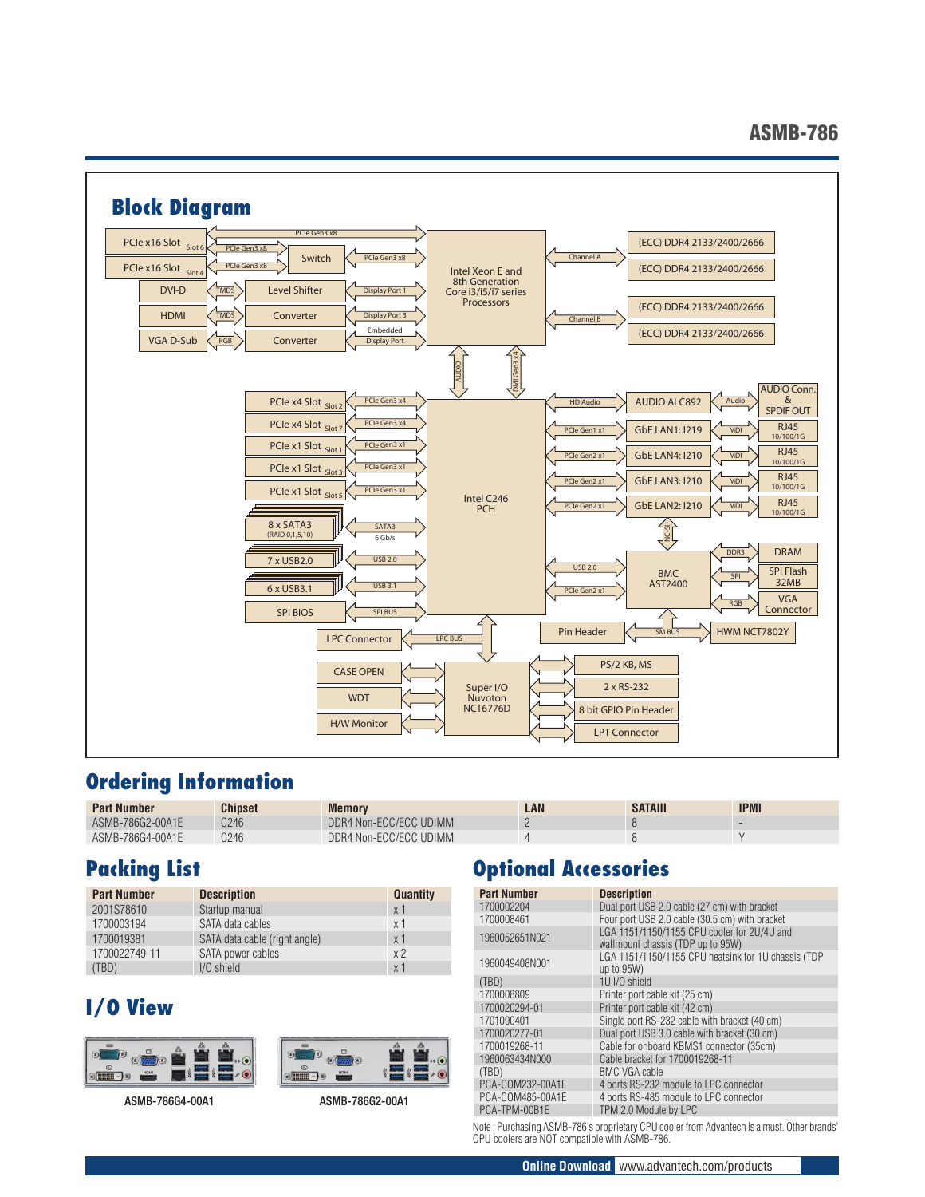## Block Diagram

PCIe x16 Slot Slot 6
PCIe x16 Slot Slot 4
PCIe Gen3 x8
PCIe Gen3 x8
PCIe Gen3 x8
Switch
PCIe Gen3 x8
DVI-D
TMDS
Level Shifter
Display Port 1
HDMI
TMDS
Converter
Display Port 3
VGA D-Sub
RGB
Converter
Embedded Display Port
Intel Xeon E and 8th Generation Core i3/i5/i7 series Processors
Channel A
Channel B
(ECC) DDR4 2133/2400/2666
(ECC) DDR4 2133/2400/2666
(ECC) DDR4 2133/2400/2666
(ECC) DDR4 2133/2400/2666
AUDIO
DMI Gen3 x4
PCIe x4 Slot Slot 2
PCIe Gen3 x4
PCIe x4 Slot Slot 7
PCIe Gen3 x4
PCIe x1 Slot Slot 1
PCIe Gen3 x1
PCIe x1 Slot Slot 3
PCIe Gen3 x1
PCIe x1 Slot Slot 5
PCIe Gen3 x1
8 x SATA3 (RAID 0,1,5,10)
SATA3 6 Gb/s
7 x USB2.0
USB 2.0
6 x USB3.1
USB 3.1
SPI BIOS
SPI BUS
Intel C246 PCH
HD Audio
AUDIO ALC892
Audio
AUDIO Conn. & SPDIF OUT
PCIe Gen1 x1
GbE LAN1: I219
MDI
RJ45 10/100/1G
PCIe Gen2 x1
GbE LAN4: I210
MDI
RJ45 10/100/1G
PCIe Gen2 x1
GbE LAN3: I210
MDI
RJ45 10/100/1G
PCIe Gen2 x1
GbE LAN2: I210
MDI
RJ45 10/100/1G
NC-SI
USB 2.0
PCIe Gen2 x1
BMC AST2400
DDR3
DRAM
SPI
SPI Flash 32MB
RGB
VGA Connector
Pin Header
SM BUS
HWM NCT7802Y
LPC Connector
LPC BUS
CASE OPEN
WDT
H/W Monitor
Super I/O Nuvoton NCT6776D
PS/2 KB, MS
2 x RS-232
8 bit GPIO Pin Header
LPT Connector

## Ordering Information

| Part Number | Chipset | Memory | LAN | SATAIII | IPMI |
|---|---|---|---|---|---|
| ASMB-786G2-00A1E | C246 | DDR4 Non-ECC/ECC UDIMM | 2 | 8 | - |
| ASMB-786G4-00A1E | C246 | DDR4 Non-ECC/ECC UDIMM | 4 | 8 | Y |

## Packing List

| Part Number | Description | Quantity |
|---|---|---|
| 2001S78610 | Startup manual | x 1 |
| 1700003194 | SATA data cables | x 1 |
| 1700019381 | SATA data cable (right angle) | x 1 |
| 1700022749-11 | SATA power cables | x 2 |
| (TBD) | I/O shield | x 1 |

## I/O View

ASMB-786G4-00A1

ASMB-786G2-00A1

## Optional Accessories

| Part Number | Description |
|---|---|
| 1700002204 | Dual port USB 2.0 cable (27 cm) with bracket |
| 1700008461 | Four port USB 2.0 cable (30.5 cm) with bracket |
| 1960052651N021 | LGA 1151/1150/1155 CPU cooler for 2U/4U and wallmount chassis (TDP up to 95W) |
| 1960049408N001 | LGA 1151/1150/1155 CPU heatsink for 1U chassis (TDP up to 95W) |
| (TBD) | 1U I/O shield |
| 1700008809 | Printer port cable kit (25 cm) |
| 1700020294-01 | Printer port cable kit (42 cm) |
| 1701090401 | Single port RS-232 cable with bracket (40 cm) |
| 1700020277-01 | Dual port USB 3.0 cable with bracket (30 cm) |
| 1700019268-11 | Cable for onboard KBMS1 connector (35cm) |
| 1960063434N000 | Cable bracket for 1700019268-11 |
| (TBD) | BMC VGA cable |
| PCA-COM232-00A1E | 4 ports RS-232 module to LPC connector |
| PCA-COM485-00A1E | 4 ports RS-485 module to LPC connector |
| PCA-TPM-00B1E | TPM 2.0 Module by LPC |

Note : Purchasing ASMB-786's proprietary CPU cooler from Advantech is a must. Other brands' CPU coolers are NOT compatible with ASMB-786.

**Online Download** www.advantech.com/products